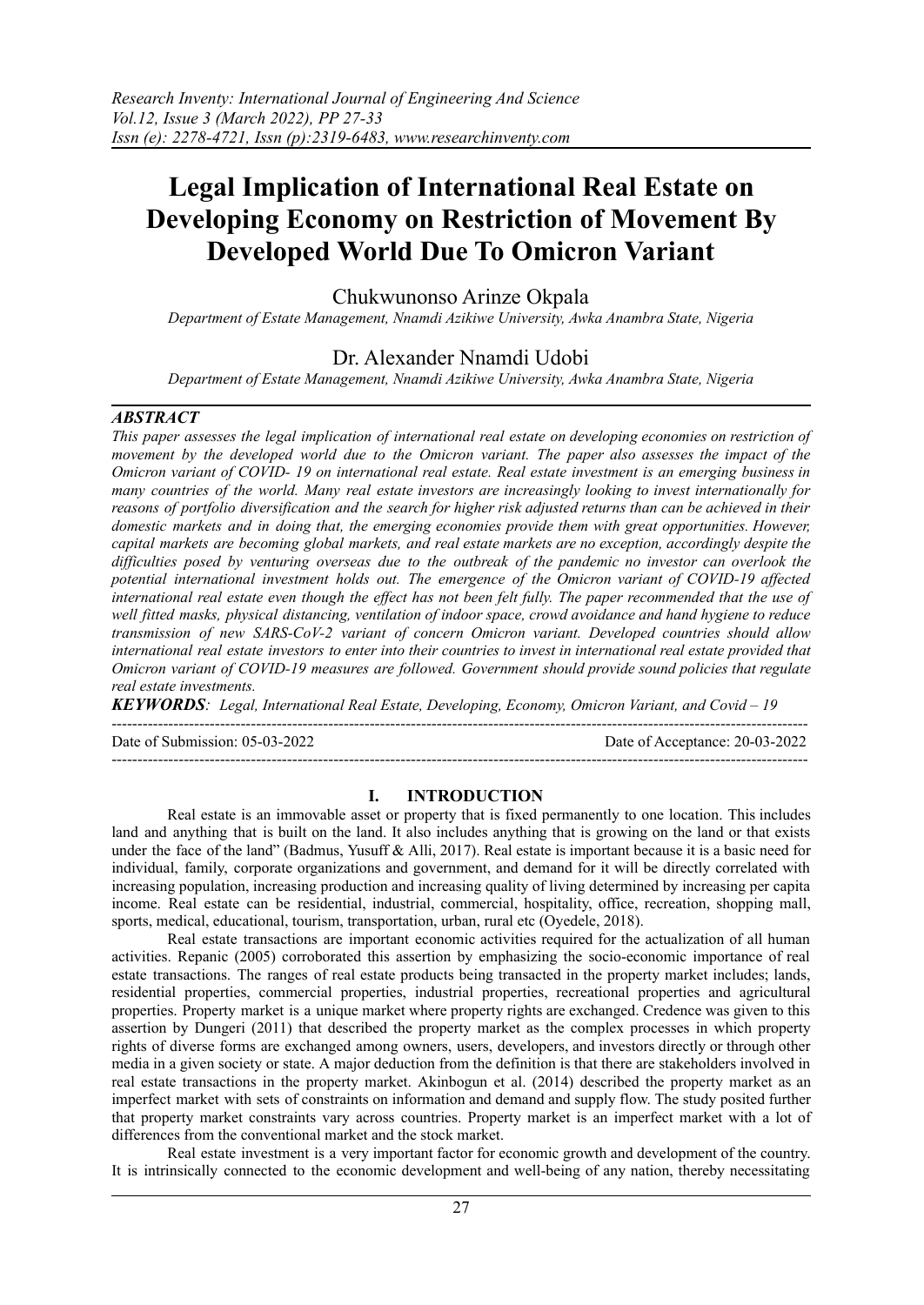# Legal Implication of International Real Estate on Developing Economy on Restriction of Movement By Developed World Due To Omicron Variant

Chukwunonso Arinze Okpala

*Department of Estate Management, Nnamdi Azikiwe University, Awka Anambra State, Nigeria*

Dr. Alexander Nnamdi Udobi

*Department of Estate Management, Nnamdi Azikiwe University, Awka Anambra State, Nigeria*

## *ABSTRACT*

*This paper assesses the legal implication of international real estate on developing economies on restriction of movement by the developed world due to the Omicron variant. The paper also assesses the impact of the Omicron variant of COVID- 19 on international real estate. Real estate investment is an emerging business in many countries of the world. Many real estate investors are increasingly looking to invest internationally for reasons of portfolio diversification and the search for higher risk adjusted returns than can be achieved in their domestic markets and in doing that, the emerging economies provide them with great opportunities. However, capital markets are becoming global markets, and real estate markets are no exception, accordingly despite the difficulties posed by venturing overseas due to the outbreak of the pandemic no investor can overlook the potential international investment holds out. The emergence of the Omicron variant of COVID-19 affected international real estate even though the effect has not been felt fully. The paper recommended that the use of well fitted masks, physical distancing, ventilation of indoor space, crowd avoidance and hand hygiene to reduce transmission of new SARS-CoV-2 variant of concern Omicron variant. Developed countries should allow international real estate investors to enter into their countries to invest in international real estate provided that Omicron variant of COVID-19 measures are followed. Government should provide sound policies that regulate real estate investments.*

***KEYWORDS****: Legal, International Real Estate, Developing, Economy, Omicron Variant, and Covid – 19*

---

Date of Submission: 05-03-2022 | Date of Acceptance: 20-03-2022

---

## I. INTRODUCTION

Real estate is an immovable asset or property that is fixed permanently to one location. This includes land and anything that is built on the land. It also includes anything that is growing on the land or that exists under the face of the land" (Badmus, Yusuff & Alli, 2017). Real estate is important because it is a basic need for individual, family, corporate organizations and government, and demand for it will be directly correlated with increasing population, increasing production and increasing quality of living determined by increasing per capita income. Real estate can be residential, industrial, commercial, hospitality, office, recreation, shopping mall, sports, medical, educational, tourism, transportation, urban, rural etc (Oyedele, 2018).

Real estate transactions are important economic activities required for the actualization of all human activities. Repanic (2005) corroborated this assertion by emphasizing the socio-economic importance of real estate transactions. The ranges of real estate products being transacted in the property market includes; lands, residential properties, commercial properties, industrial properties, recreational properties and agricultural properties. Property market is a unique market where property rights are exchanged. Credence was given to this assertion by Dungeri (2011) that described the property market as the complex processes in which property rights of diverse forms are exchanged among owners, users, developers, and investors directly or through other media in a given society or state. A major deduction from the definition is that there are stakeholders involved in real estate transactions in the property market. Akinbogun et al. (2014) described the property market as an imperfect market with sets of constraints on information and demand and supply flow. The study posited further that property market constraints vary across countries. Property market is an imperfect market with a lot of differences from the conventional market and the stock market.

Real estate investment is a very important factor for economic growth and development of the country. It is intrinsically connected to the economic development and well-being of any nation, thereby necessitating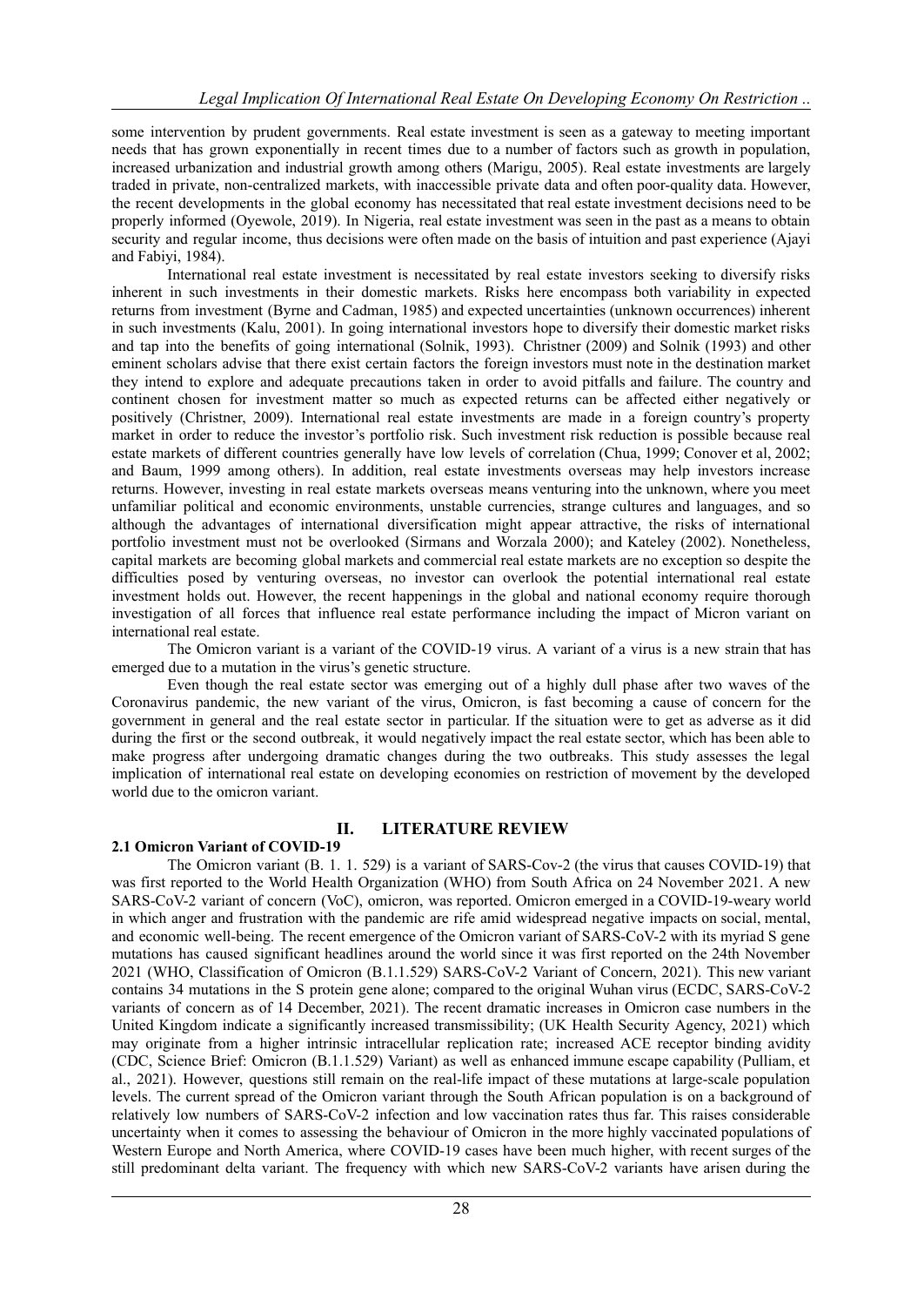some intervention by prudent governments. Real estate investment is seen as a gateway to meeting important needs that has grown exponentially in recent times due to a number of factors such as growth in population, increased urbanization and industrial growth among others (Marigu, 2005). Real estate investments are largely traded in private, non-centralized markets, with inaccessible private data and often poor-quality data. However, the recent developments in the global economy has necessitated that real estate investment decisions need to be properly informed (Oyewole, 2019). In Nigeria, real estate investment was seen in the past as a means to obtain security and regular income, thus decisions were often made on the basis of intuition and past experience (Ajayi and Fabiyi, 1984).

International real estate investment is necessitated by real estate investors seeking to diversify risks inherent in such investments in their domestic markets. Risks here encompass both variability in expected returns from investment (Byrne and Cadman, 1985) and expected uncertainties (unknown occurrences) inherent in such investments (Kalu, 2001). In going international investors hope to diversify their domestic market risks and tap into the benefits of going international (Solnik, 1993). Christner (2009) and Solnik (1993) and other eminent scholars advise that there exist certain factors the foreign investors must note in the destination market they intend to explore and adequate precautions taken in order to avoid pitfalls and failure. The country and continent chosen for investment matter so much as expected returns can be affected either negatively or positively (Christner, 2009). International real estate investments are made in a foreign country's property market in order to reduce the investor's portfolio risk. Such investment risk reduction is possible because real estate markets of different countries generally have low levels of correlation (Chua, 1999; Conover et al, 2002; and Baum, 1999 among others). In addition, real estate investments overseas may help investors increase returns. However, investing in real estate markets overseas means venturing into the unknown, where you meet unfamiliar political and economic environments, unstable currencies, strange cultures and languages, and so although the advantages of international diversification might appear attractive, the risks of international portfolio investment must not be overlooked (Sirmans and Worzala 2000); and Kateley (2002). Nonetheless, capital markets are becoming global markets and commercial real estate markets are no exception so despite the difficulties posed by venturing overseas, no investor can overlook the potential international real estate investment holds out. However, the recent happenings in the global and national economy require thorough investigation of all forces that influence real estate performance including the impact of Micron variant on international real estate.

The Omicron variant is a variant of the COVID-19 virus. A variant of a virus is a new strain that has emerged due to a mutation in the virus's genetic structure.

Even though the real estate sector was emerging out of a highly dull phase after two waves of the Coronavirus pandemic, the new variant of the virus, Omicron, is fast becoming a cause of concern for the government in general and the real estate sector in particular. If the situation were to get as adverse as it did during the first or the second outbreak, it would negatively impact the real estate sector, which has been able to make progress after undergoing dramatic changes during the two outbreaks. This study assesses the legal implication of international real estate on developing economies on restriction of movement by the developed world due to the omicron variant.

## II. LITERATURE REVIEW

### 2.1 Omicron Variant of COVID-19

The Omicron variant (B. 1. 1. 529) is a variant of SARS-Cov-2 (the virus that causes COVID-19) that was first reported to the World Health Organization (WHO) from South Africa on 24 November 2021. A new SARS-CoV-2 variant of concern (VoC), omicron, was reported. Omicron emerged in a COVID-19-weary world in which anger and frustration with the pandemic are rife amid widespread negative impacts on social, mental, and economic well-being. The recent emergence of the Omicron variant of SARS-CoV-2 with its myriad S gene mutations has caused significant headlines around the world since it was first reported on the 24th November 2021 (WHO, Classification of Omicron (B.1.1.529) SARS-CoV-2 Variant of Concern, 2021). This new variant contains 34 mutations in the S protein gene alone; compared to the original Wuhan virus (ECDC, SARS-CoV-2 variants of concern as of 14 December, 2021). The recent dramatic increases in Omicron case numbers in the United Kingdom indicate a significantly increased transmissibility; (UK Health Security Agency, 2021) which may originate from a higher intrinsic intracellular replication rate; increased ACE receptor binding avidity (CDC, Science Brief: Omicron (B.1.1.529) Variant) as well as enhanced immune escape capability (Pulliam, et al., 2021). However, questions still remain on the real-life impact of these mutations at large-scale population levels. The current spread of the Omicron variant through the South African population is on a background of relatively low numbers of SARS-CoV-2 infection and low vaccination rates thus far. This raises considerable uncertainty when it comes to assessing the behaviour of Omicron in the more highly vaccinated populations of Western Europe and North America, where COVID-19 cases have been much higher, with recent surges of the still predominant delta variant. The frequency with which new SARS-CoV-2 variants have arisen during the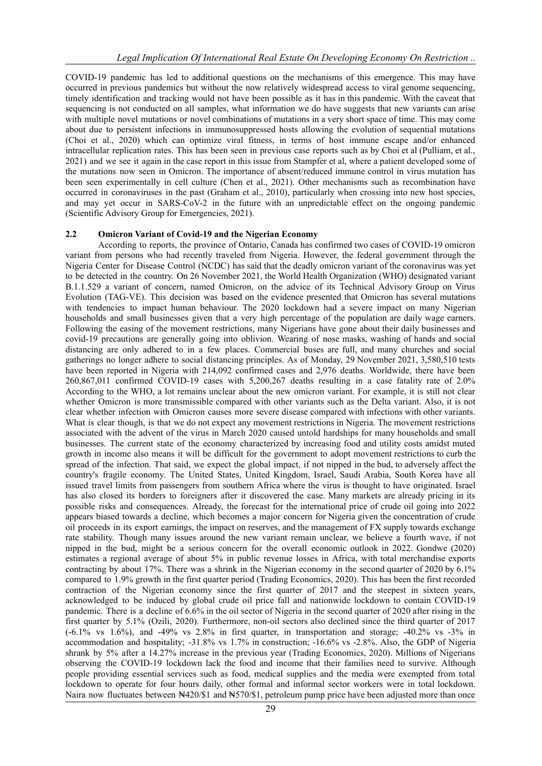COVID-19 pandemic has led to additional questions on the mechanisms of this emergence. This may have occurred in previous pandemics but without the now relatively widespread access to viral genome sequencing, timely identification and tracking would not have been possible as it has in this pandemic. With the caveat that sequencing is not conducted on all samples, what information we do have suggests that new variants can arise with multiple novel mutations or novel combinations of mutations in a very short space of time. This may come about due to persistent infections in immunosuppressed hosts allowing the evolution of sequential mutations (Choi et al., 2020) which can optimize viral fitness, in terms of host immune escape and/or enhanced intracellular replication rates. This has been seen in previous case reports such as by Choi et al (Pulliam, et al., 2021) and we see it again in the case report in this issue from Stampfer et al, where a patient developed some of the mutations now seen in Omicron. The importance of absent/reduced immune control in virus mutation has been seen experimentally in cell culture (Chen et al., 2021). Other mechanisms such as recombination have occurred in coronaviruses in the past (Graham et al., 2010), particularly when crossing into new host species, and may yet occur in SARS-CoV-2 in the future with an unpredictable effect on the ongoing pandemic (Scientific Advisory Group for Emergencies, 2021).

## 2.2 Omicron Variant of Covid-19 and the Nigerian Economy

According to reports, the province of Ontario, Canada has confirmed two cases of COVID-19 omicron variant from persons who had recently traveled from Nigeria. However, the federal government through the Nigeria Center for Disease Control (NCDC) has said that the deadly omicron variant of the coronavirus was yet to be detected in the country. On 26 November 2021, the World Health Organization (WHO) designated variant B.1.1.529 a variant of concern, named Omicron, on the advice of its Technical Advisory Group on Virus Evolution (TAG-VE). This decision was based on the evidence presented that Omicron has several mutations with tendencies to impact human behaviour. The 2020 lockdown had a severe impact on many Nigerian households and small businesses given that a very high percentage of the population are daily wage earners. Following the easing of the movement restrictions, many Nigerians have gone about their daily businesses and covid-19 precautions are generally going into oblivion. Wearing of nose masks, washing of hands and social distancing are only adhered to in a few places. Commercial buses are full, and many churches and social gatherings no longer adhere to social distancing principles. As of Monday, 29 November 2021, 3,580,510 tests have been reported in Nigeria with 214,092 confirmed cases and 2,976 deaths. Worldwide, there have been 260,867,011 confirmed COVID-19 cases with 5,200,267 deaths resulting in a case fatality rate of 2.0% According to the WHO, a lot remains unclear about the new omicron variant. For example, it is still not clear whether Omicron is more transmissible compared with other variants such as the Delta variant. Also, it is not clear whether infection with Omicron causes more severe disease compared with infections with other variants. What is clear though, is that we do not expect any movement restrictions in Nigeria. The movement restrictions associated with the advent of the virus in March 2020 caused untold hardships for many households and small businesses. The current state of the economy characterized by increasing food and utility costs amidst muted growth in income also means it will be difficult for the government to adopt movement restrictions to curb the spread of the infection. That said, we expect the global impact, if not nipped in the bud, to adversely affect the country's fragile economy. The United States, United Kingdom, Israel, Saudi Arabia, South Korea have all issued travel limits from passengers from southern Africa where the virus is thought to have originated. Israel has also closed its borders to foreigners after it discovered the case. Many markets are already pricing in its possible risks and consequences. Already, the forecast for the international price of crude oil going into 2022 appears biased towards a decline, which becomes a major concern for Nigeria given the concentration of crude oil proceeds in its export earnings, the impact on reserves, and the management of FX supply towards exchange rate stability. Though many issues around the new variant remain unclear, we believe a fourth wave, if not nipped in the bud, might be a serious concern for the overall economic outlook in 2022. Gondwe (2020) estimates a regional average of about 5% in public revenue losses in Africa, with total merchandise exports contracting by about 17%. There was a shrink in the Nigerian economy in the second quarter of 2020 by 6.1% compared to 1.9% growth in the first quarter period (Trading Economics, 2020). This has been the first recorded contraction of the Nigerian economy since the first quarter of 2017 and the steepest in sixteen years, acknowledged to be induced by global crude oil price fall and nationwide lockdown to contain COVID-19 pandemic. There is a decline of 6.6% in the oil sector of Nigeria in the second quarter of 2020 after rising in the first quarter by 5.1% (Ozili, 2020). Furthermore, non-oil sectors also declined since the third quarter of 2017 (-6.1% vs 1.6%), and -49% vs 2.8% in first quarter, in transportation and storage; -40.2% vs -3% in accommodation and hospitality; -31.8% vs 1.7% in construction; -16.6% vs -2.8%. Also, the GDP of Nigeria shrank by 5% after a 14.27% increase in the previous year (Trading Economics, 2020). Millions of Nigerians observing the COVID-19 lockdown lack the food and income that their families need to survive. Although people providing essential services such as food, medical supplies and the media were exempted from total lockdown to operate for four hours daily, other formal and informal sector workers were in total lockdown. Naira now fluctuates between ₦420/$1 and ₦570/$1, petroleum pump price have been adjusted more than once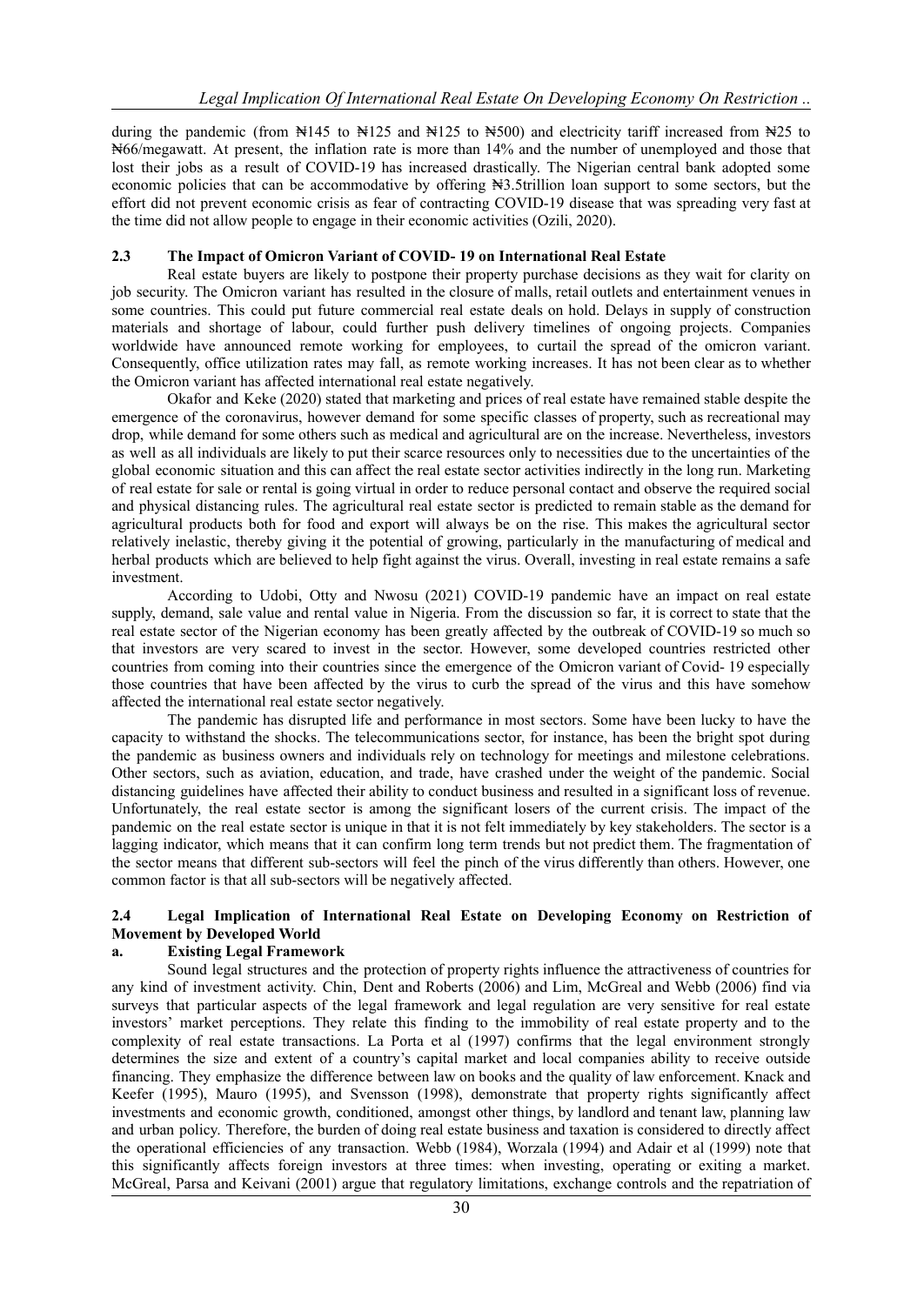during the pandemic (from ₦145 to ₦125 and ₦125 to ₦500) and electricity tariff increased from ₦25 to ₦66/megawatt. At present, the inflation rate is more than 14% and the number of unemployed and those that lost their jobs as a result of COVID-19 has increased drastically. The Nigerian central bank adopted some economic policies that can be accommodative by offering ₦3.5trillion loan support to some sectors, but the effort did not prevent economic crisis as fear of contracting COVID-19 disease that was spreading very fast at the time did not allow people to engage in their economic activities (Ozili, 2020).

### 2.3 The Impact of Omicron Variant of COVID- 19 on International Real Estate

Real estate buyers are likely to postpone their property purchase decisions as they wait for clarity on job security. The Omicron variant has resulted in the closure of malls, retail outlets and entertainment venues in some countries. This could put future commercial real estate deals on hold. Delays in supply of construction materials and shortage of labour, could further push delivery timelines of ongoing projects. Companies worldwide have announced remote working for employees, to curtail the spread of the omicron variant. Consequently, office utilization rates may fall, as remote working increases. It has not been clear as to whether the Omicron variant has affected international real estate negatively.

Okafor and Keke (2020) stated that marketing and prices of real estate have remained stable despite the emergence of the coronavirus, however demand for some specific classes of property, such as recreational may drop, while demand for some others such as medical and agricultural are on the increase. Nevertheless, investors as well as all individuals are likely to put their scarce resources only to necessities due to the uncertainties of the global economic situation and this can affect the real estate sector activities indirectly in the long run. Marketing of real estate for sale or rental is going virtual in order to reduce personal contact and observe the required social and physical distancing rules. The agricultural real estate sector is predicted to remain stable as the demand for agricultural products both for food and export will always be on the rise. This makes the agricultural sector relatively inelastic, thereby giving it the potential of growing, particularly in the manufacturing of medical and herbal products which are believed to help fight against the virus. Overall, investing in real estate remains a safe investment.

According to Udobi, Otty and Nwosu (2021) COVID-19 pandemic have an impact on real estate supply, demand, sale value and rental value in Nigeria. From the discussion so far, it is correct to state that the real estate sector of the Nigerian economy has been greatly affected by the outbreak of COVID-19 so much so that investors are very scared to invest in the sector. However, some developed countries restricted other countries from coming into their countries since the emergence of the Omicron variant of Covid- 19 especially those countries that have been affected by the virus to curb the spread of the virus and this have somehow affected the international real estate sector negatively.

The pandemic has disrupted life and performance in most sectors. Some have been lucky to have the capacity to withstand the shocks. The telecommunications sector, for instance, has been the bright spot during the pandemic as business owners and individuals rely on technology for meetings and milestone celebrations. Other sectors, such as aviation, education, and trade, have crashed under the weight of the pandemic. Social distancing guidelines have affected their ability to conduct business and resulted in a significant loss of revenue. Unfortunately, the real estate sector is among the significant losers of the current crisis. The impact of the pandemic on the real estate sector is unique in that it is not felt immediately by key stakeholders. The sector is a lagging indicator, which means that it can confirm long term trends but not predict them. The fragmentation of the sector means that different sub-sectors will feel the pinch of the virus differently than others. However, one common factor is that all sub-sectors will be negatively affected.

### 2.4 Legal Implication of International Real Estate on Developing Economy on Restriction of Movement by Developed World

#### a. Existing Legal Framework

Sound legal structures and the protection of property rights influence the attractiveness of countries for any kind of investment activity. Chin, Dent and Roberts (2006) and Lim, McGreal and Webb (2006) find via surveys that particular aspects of the legal framework and legal regulation are very sensitive for real estate investors' market perceptions. They relate this finding to the immobility of real estate property and to the complexity of real estate transactions. La Porta et al (1997) confirms that the legal environment strongly determines the size and extent of a country's capital market and local companies ability to receive outside financing. They emphasize the difference between law on books and the quality of law enforcement. Knack and Keefer (1995), Mauro (1995), and Svensson (1998), demonstrate that property rights significantly affect investments and economic growth, conditioned, amongst other things, by landlord and tenant law, planning law and urban policy. Therefore, the burden of doing real estate business and taxation is considered to directly affect the operational efficiencies of any transaction. Webb (1984), Worzala (1994) and Adair et al (1999) note that this significantly affects foreign investors at three times: when investing, operating or exiting a market. McGreal, Parsa and Keivani (2001) argue that regulatory limitations, exchange controls and the repatriation of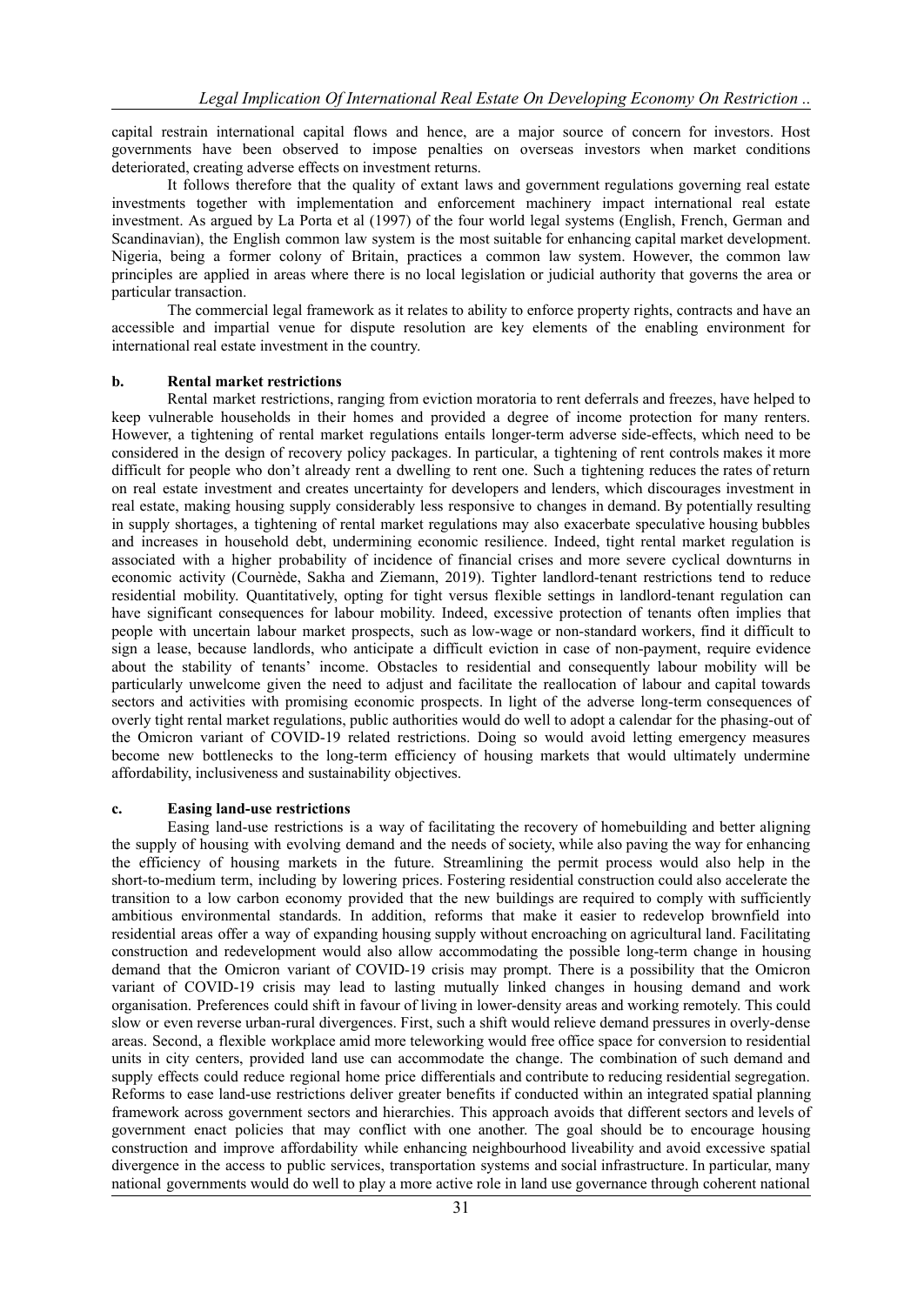capital restrain international capital flows and hence, are a major source of concern for investors. Host governments have been observed to impose penalties on overseas investors when market conditions deteriorated, creating adverse effects on investment returns.

It follows therefore that the quality of extant laws and government regulations governing real estate investments together with implementation and enforcement machinery impact international real estate investment. As argued by La Porta et al (1997) of the four world legal systems (English, French, German and Scandinavian), the English common law system is the most suitable for enhancing capital market development. Nigeria, being a former colony of Britain, practices a common law system. However, the common law principles are applied in areas where there is no local legislation or judicial authority that governs the area or particular transaction.

The commercial legal framework as it relates to ability to enforce property rights, contracts and have an accessible and impartial venue for dispute resolution are key elements of the enabling environment for international real estate investment in the country.

### b. Rental market restrictions

Rental market restrictions, ranging from eviction moratoria to rent deferrals and freezes, have helped to keep vulnerable households in their homes and provided a degree of income protection for many renters. However, a tightening of rental market regulations entails longer-term adverse side-effects, which need to be considered in the design of recovery policy packages. In particular, a tightening of rent controls makes it more difficult for people who don't already rent a dwelling to rent one. Such a tightening reduces the rates of return on real estate investment and creates uncertainty for developers and lenders, which discourages investment in real estate, making housing supply considerably less responsive to changes in demand. By potentially resulting in supply shortages, a tightening of rental market regulations may also exacerbate speculative housing bubbles and increases in household debt, undermining economic resilience. Indeed, tight rental market regulation is associated with a higher probability of incidence of financial crises and more severe cyclical downturns in economic activity (Cournède, Sakha and Ziemann, 2019). Tighter landlord-tenant restrictions tend to reduce residential mobility. Quantitatively, opting for tight versus flexible settings in landlord-tenant regulation can have significant consequences for labour mobility. Indeed, excessive protection of tenants often implies that people with uncertain labour market prospects, such as low-wage or non-standard workers, find it difficult to sign a lease, because landlords, who anticipate a difficult eviction in case of non-payment, require evidence about the stability of tenants' income. Obstacles to residential and consequently labour mobility will be particularly unwelcome given the need to adjust and facilitate the reallocation of labour and capital towards sectors and activities with promising economic prospects. In light of the adverse long-term consequences of overly tight rental market regulations, public authorities would do well to adopt a calendar for the phasing-out of the Omicron variant of COVID-19 related restrictions. Doing so would avoid letting emergency measures become new bottlenecks to the long-term efficiency of housing markets that would ultimately undermine affordability, inclusiveness and sustainability objectives.

### c. Easing land-use restrictions

Easing land-use restrictions is a way of facilitating the recovery of homebuilding and better aligning the supply of housing with evolving demand and the needs of society, while also paving the way for enhancing the efficiency of housing markets in the future. Streamlining the permit process would also help in the short-to-medium term, including by lowering prices. Fostering residential construction could also accelerate the transition to a low carbon economy provided that the new buildings are required to comply with sufficiently ambitious environmental standards. In addition, reforms that make it easier to redevelop brownfield into residential areas offer a way of expanding housing supply without encroaching on agricultural land. Facilitating construction and redevelopment would also allow accommodating the possible long-term change in housing demand that the Omicron variant of COVID-19 crisis may prompt. There is a possibility that the Omicron variant of COVID-19 crisis may lead to lasting mutually linked changes in housing demand and work organisation. Preferences could shift in favour of living in lower-density areas and working remotely. This could slow or even reverse urban-rural divergences. First, such a shift would relieve demand pressures in overly-dense areas. Second, a flexible workplace amid more teleworking would free office space for conversion to residential units in city centers, provided land use can accommodate the change. The combination of such demand and supply effects could reduce regional home price differentials and contribute to reducing residential segregation. Reforms to ease land-use restrictions deliver greater benefits if conducted within an integrated spatial planning framework across government sectors and hierarchies. This approach avoids that different sectors and levels of government enact policies that may conflict with one another. The goal should be to encourage housing construction and improve affordability while enhancing neighbourhood liveability and avoid excessive spatial divergence in the access to public services, transportation systems and social infrastructure. In particular, many national governments would do well to play a more active role in land use governance through coherent national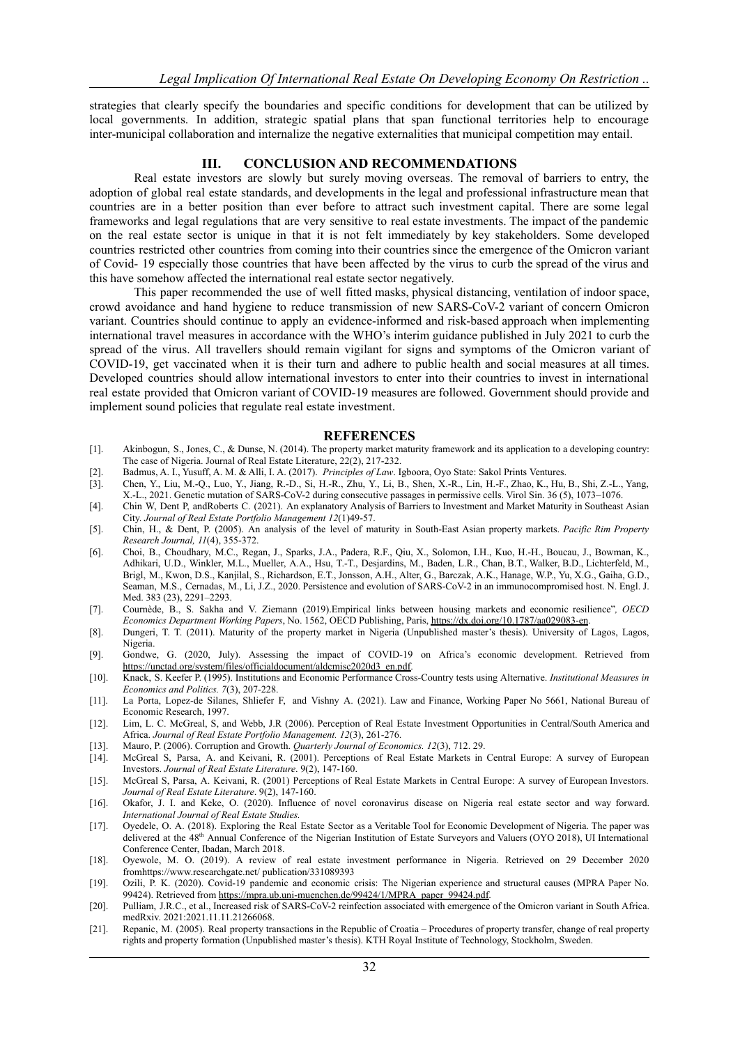strategies that clearly specify the boundaries and specific conditions for development that can be utilized by local governments. In addition, strategic spatial plans that span functional territories help to encourage inter-municipal collaboration and internalize the negative externalities that municipal competition may entail.

## III. CONCLUSION AND RECOMMENDATIONS

Real estate investors are slowly but surely moving overseas. The removal of barriers to entry, the adoption of global real estate standards, and developments in the legal and professional infrastructure mean that countries are in a better position than ever before to attract such investment capital. There are some legal frameworks and legal regulations that are very sensitive to real estate investments. The impact of the pandemic on the real estate sector is unique in that it is not felt immediately by key stakeholders. Some developed countries restricted other countries from coming into their countries since the emergence of the Omicron variant of Covid- 19 especially those countries that have been affected by the virus to curb the spread of the virus and this have somehow affected the international real estate sector negatively.

This paper recommended the use of well fitted masks, physical distancing, ventilation of indoor space, crowd avoidance and hand hygiene to reduce transmission of new SARS-CoV-2 variant of concern Omicron variant. Countries should continue to apply an evidence-informed and risk-based approach when implementing international travel measures in accordance with the WHO's interim guidance published in July 2021 to curb the spread of the virus. All travellers should remain vigilant for signs and symptoms of the Omicron variant of COVID-19, get vaccinated when it is their turn and adhere to public health and social measures at all times. Developed countries should allow international investors to enter into their countries to invest in international real estate provided that Omicron variant of COVID-19 measures are followed. Government should provide and implement sound policies that regulate real estate investment.

## REFERENCES

[1]. Akinbogun, S., Jones, C., & Dunse, N. (2014). The property market maturity framework and its application to a developing country: The case of Nigeria. Journal of Real Estate Literature, 22(2), 217-232.

[2]. Badmus, A. I., Yusuff, A. M. & Alli, I. A. (2017). *Principles of Law*. Igboora, Oyo State: Sakol Prints Ventures.

[3]. Chen, Y., Liu, M.-Q., Luo, Y., Jiang, R.-D., Si, H.-R., Zhu, Y., Li, B., Shen, X.-R., Lin, H.-F., Zhao, K., Hu, B., Shi, Z.-L., Yang, X.-L., 2021. Genetic mutation of SARS-CoV-2 during consecutive passages in permissive cells. Virol Sin. 36 (5), 1073–1076.

[4]. Chin W, Dent P, andRoberts C. (2021). An explanatory Analysis of Barriers to Investment and Market Maturity in Southeast Asian City. *Journal of Real Estate Portfolio Management 12*(1)49-57.

[5]. Chin, H., & Dent, P. (2005). An analysis of the level of maturity in South-East Asian property markets. *Pacific Rim Property Research Journal, 11*(4), 355-372.

[6]. Choi, B., Choudhary, M.C., Regan, J., Sparks, J.A., Padera, R.F., Qiu, X., Solomon, I.H., Kuo, H.-H., Boucau, J., Bowman, K., Adhikari, U.D., Winkler, M.L., Mueller, A.A., Hsu, T.-T., Desjardins, M., Baden, L.R., Chan, B.T., Walker, B.D., Lichterfeld, M., Brigl, M., Kwon, D.S., Kanjilal, S., Richardson, E.T., Jonsson, A.H., Alter, G., Barczak, A.K., Hanage, W.P., Yu, X.G., Gaiha, G.D., Seaman, M.S., Cernadas, M., Li, J.Z., 2020. Persistence and evolution of SARS-CoV-2 in an immunocompromised host. N. Engl. J. Med. 383 (23), 2291–2293.

[7]. Cournède, B., S. Sakha and V. Ziemann (2019).Empirical links between housing markets and economic resilience", *OECD Economics Department Working Papers*, No. 1562, OECD Publishing, Paris, https://dx.doi.org/10.1787/aa029083-en.

[8]. Dungeri, T. T. (2011). Maturity of the property market in Nigeria (Unpublished master's thesis). University of Lagos, Lagos, Nigeria.

[9]. Gondwe, G. (2020, July). Assessing the impact of COVID-19 on Africa's economic development. Retrieved from https://unctad.org/system/files/officialdocument/aldcmisc2020d3_en.pdf.

[10]. Knack, S. Keefer P. (1995). Institutions and Economic Performance Cross-Country tests using Alternative. *Institutional Measures in Economics and Politics.* 7(3), 207-228.

[11]. La Porta, Lopez-de Silanes, Shliefer F, and Vishny A. (2021). Law and Finance, Working Paper No 5661, National Bureau of Economic Research, 1997.

[12]. Lim, L. C. McGreal, S, and Webb, J.R (2006). Perception of Real Estate Investment Opportunities in Central/South America and Africa. *Journal of Real Estate Portfolio Management. 12*(3), 261-276.

[13]. Mauro, P. (2006). Corruption and Growth. *Quarterly Journal of Economics. 12*(3), 712. 29.

[14]. McGreal S, Parsa, A. and Keivani, R. (2001). Perceptions of Real Estate Markets in Central Europe: A survey of European Investors. *Journal of Real Estate Literature*. 9(2), 147-160.

[15]. McGreal S, Parsa, A. Keivani, R. (2001) Perceptions of Real Estate Markets in Central Europe: A survey of European Investors. *Journal of Real Estate Literature*. 9(2), 147-160.

[16]. Okafor, J. I. and Keke, O. (2020). Influence of novel coronavirus disease on Nigeria real estate sector and way forward. *International Journal of Real Estate Studies.*

[17]. Oyedele, O. A. (2018). Exploring the Real Estate Sector as a Veritable Tool for Economic Development of Nigeria. The paper was delivered at the 48th Annual Conference of the Nigerian Institution of Estate Surveyors and Valuers (OYO 2018), UI International Conference Center, Ibadan, March 2018.

[18]. Oyewole, M. O. (2019). A review of real estate investment performance in Nigeria. Retrieved on 29 December 2020 fromhttps://www.researchgate.net/ publication/331089393

[19]. Ozili, P. K. (2020). Covid-19 pandemic and economic crisis: The Nigerian experience and structural causes (MPRA Paper No. 99424). Retrieved from https://mpra.ub.uni-muenchen.de/99424/1/MPRA_paper_99424.pdf.

[20]. Pulliam, J.R.C., et al., Increased risk of SARS-CoV-2 reinfection associated with emergence of the Omicron variant in South Africa. medRxiv. 2021:2021.11.11.21266068.

[21]. Repanic, M. (2005). Real property transactions in the Republic of Croatia – Procedures of property transfer, change of real property rights and property formation (Unpublished master's thesis). KTH Royal Institute of Technology, Stockholm, Sweden.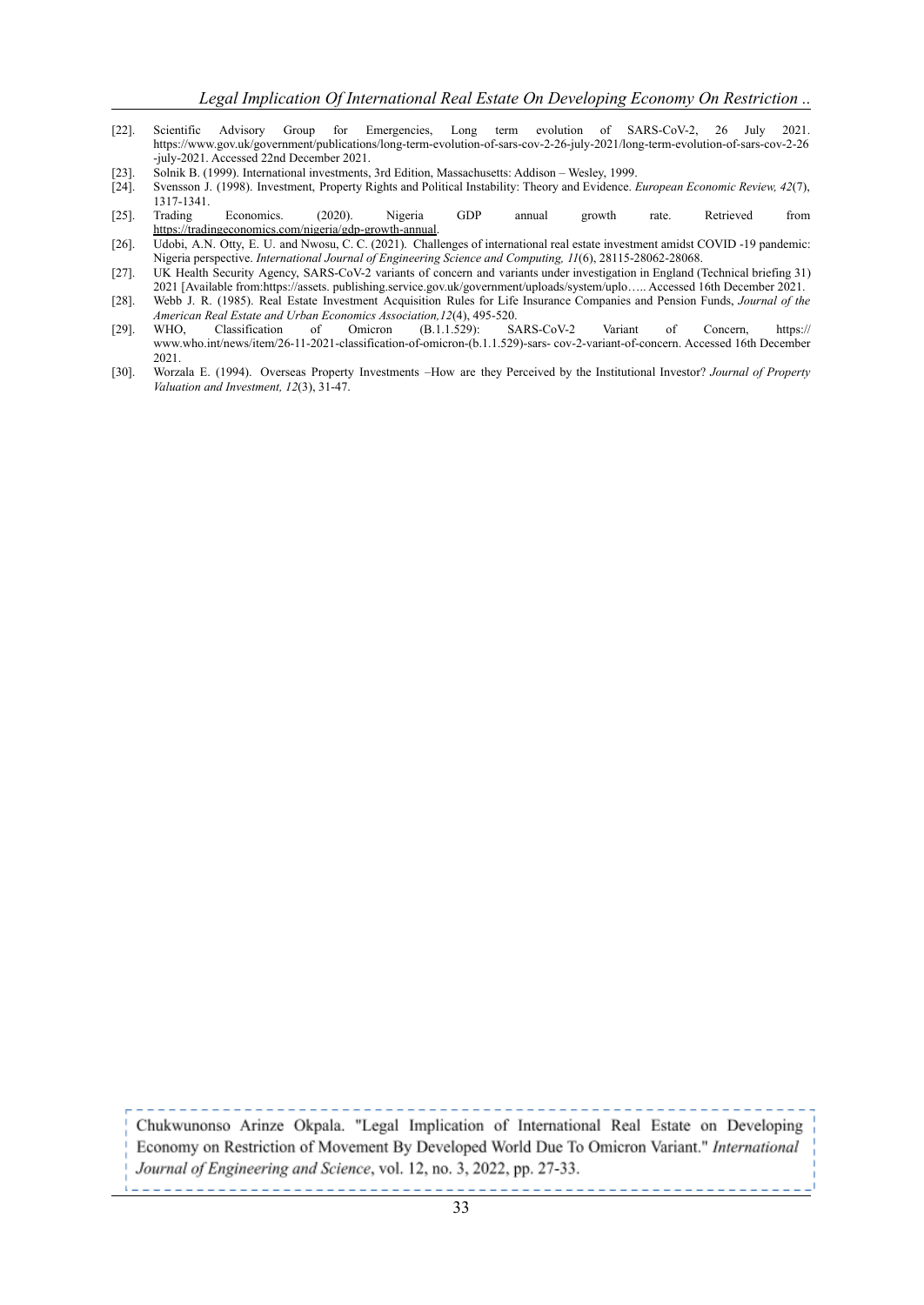[22]. Scientific Advisory Group for Emergencies, Long term evolution of SARS-CoV-2, 26 July 2021. https://www.gov.uk/government/publications/long-term-evolution-of-sars-cov-2-26-july-2021/long-term-evolution-of-sars-cov-2-26-july-2021. Accessed 22nd December 2021.

[23]. Solnik B. (1999). International investments, 3rd Edition, Massachusetts: Addison – Wesley, 1999.

[24]. Svensson J. (1998). Investment, Property Rights and Political Instability: Theory and Evidence. *European Economic Review, 42*(7), 1317-1341.

[25]. Trading Economics. (2020). Nigeria GDP annual growth rate. Retrieved from https://tradingeconomics.com/nigeria/gdp-growth-annual.

[26]. Udobi, A.N. Otty, E. U. and Nwosu, C. C. (2021). Challenges of international real estate investment amidst COVID -19 pandemic: Nigeria perspective. *International Journal of Engineering Science and Computing, 11*(6), 28115-28062-28068.

[27]. UK Health Security Agency, SARS-CoV-2 variants of concern and variants under investigation in England (Technical briefing 31) 2021 [Available from:https://assets. publishing.service.gov.uk/government/uploads/system/uplo….. Accessed 16th December 2021.

[28]. Webb J. R. (1985). Real Estate Investment Acquisition Rules for Life Insurance Companies and Pension Funds, *Journal of the American Real Estate and Urban Economics Association,12*(4), 495-520.

[29]. WHO, Classification of Omicron (B.1.1.529): SARS-CoV-2 Variant of Concern, https:// www.who.int/news/item/26-11-2021-classification-of-omicron-(b.1.1.529)-sars- cov-2-variant-of-concern. Accessed 16th December 2021.

[30]. Worzala E. (1994). Overseas Property Investments –How are they Perceived by the Institutional Investor? *Journal of Property Valuation and Investment, 12*(3), 31-47.

Chukwunonso Arinze Okpala. "Legal Implication of International Real Estate on Developing Economy on Restriction of Movement By Developed World Due To Omicron Variant." *International Journal of Engineering and Science*, vol. 12, no. 3, 2022, pp. 27-33.